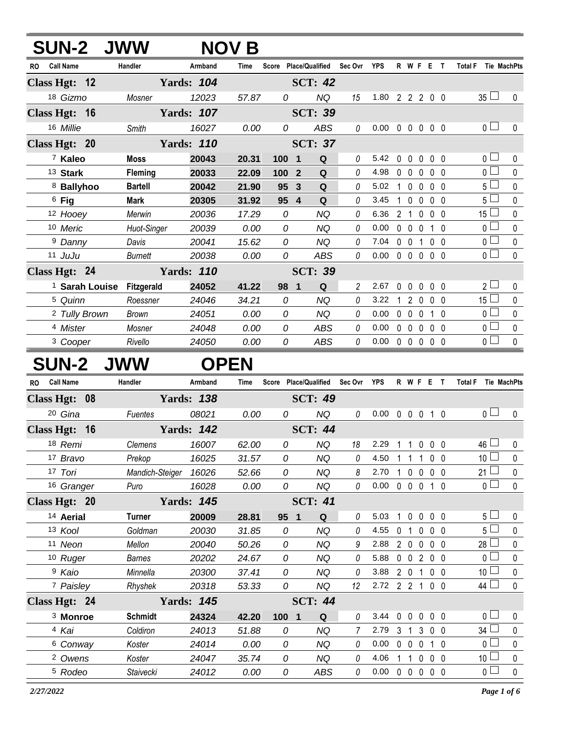# SUN-2 JWW NOV B

| RO | Call Name | Handler | Armband | Time | Score | Place/Qualified | | Sec Ovr | YPS | R | W | F | E | T | Total F | Tie | MachPts |
|---|---|---|---|---|---|---|---|---|---|---|---|---|---|---|---|---|---|
| **Class Hgt: 12** | | **Yards: 104** | | | | **SCT: 42** | | | | | | | | | | | |
| 18 | *Gizmo* | *Mosner* | *12023* | *57.87* | *0* | | *NQ* | *15* | 1.80 | 2 | 2 | 2 | 0 | 0 | 35 | ☐ | 0 |
| **Class Hgt: 16** | | **Yards: 107** | | | | **SCT: 39** | | | | | | | | | | | |
| 16 | *Millie* | *Smith* | *16027* | *0.00* | *0* | | *ABS* | *0* | 0.00 | 0 | 0 | 0 | 0 | 0 | 0 | ☐ | 0 |
| **Class Hgt: 20** | | **Yards: 110** | | | | **SCT: 37** | | | | | | | | | | | |
| 7 | **Kaleo** | **Moss** | **20043** | **20.31** | **100** | **1** | **Q** | *0* | 5.42 | 0 | 0 | 0 | 0 | 0 | 0 | ☐ | 0 |
| 13 | **Stark** | **Fleming** | **20033** | **22.09** | **100** | **2** | **Q** | *0* | 4.98 | 0 | 0 | 0 | 0 | 0 | 0 | ☐ | 0 |
| 8 | **Ballyhoo** | **Bartell** | **20042** | **21.90** | **95** | **3** | **Q** | *0* | 5.02 | 1 | 0 | 0 | 0 | 0 | 5 | ☐ | 0 |
| 6 | **Fig** | **Mark** | **20305** | **31.92** | **95** | **4** | **Q** | *0* | 3.45 | 1 | 0 | 0 | 0 | 0 | 5 | ☐ | 0 |
| 12 | *Hooey* | *Merwin* | *20036* | *17.29* | *0* | | *NQ* | *0* | 6.36 | 2 | 1 | 0 | 0 | 0 | 15 | ☐ | 0 |
| 10 | *Meric* | *Huot-Singer* | *20039* | *0.00* | *0* | | *NQ* | *0* | 0.00 | 0 | 0 | 0 | 1 | 0 | 0 | ☐ | 0 |
| 9 | *Danny* | *Davis* | *20041* | *15.62* | *0* | | *NQ* | *0* | 7.04 | 0 | 0 | 1 | 0 | 0 | 0 | ☐ | 0 |
| 11 | *JuJu* | *Burnett* | *20038* | *0.00* | *0* | | *ABS* | *0* | 0.00 | 0 | 0 | 0 | 0 | 0 | 0 | ☐ | 0 |
| **Class Hgt: 24** | | **Yards: 110** | | | | **SCT: 39** | | | | | | | | | | | |
| 1 | **Sarah Louise** | **Fitzgerald** | **24052** | **41.22** | **98** | **1** | **Q** | *2* | 2.67 | 0 | 0 | 0 | 0 | 0 | 2 | ☐ | 0 |
| 5 | *Quinn* | *Roessner* | *24046* | *34.21* | *0* | | *NQ* | *0* | 3.22 | 1 | 2 | 0 | 0 | 0 | 15 | ☐ | 0 |
| 2 | *Tully Brown* | *Brown* | *24051* | *0.00* | *0* | | *NQ* | *0* | 0.00 | 0 | 0 | 0 | 1 | 0 | 0 | ☐ | 0 |
| 4 | *Mister* | *Mosner* | *24048* | *0.00* | *0* | | *ABS* | *0* | 0.00 | 0 | 0 | 0 | 0 | 0 | 0 | ☐ | 0 |
| 3 | *Cooper* | *Rivello* | *24050* | *0.00* | *0* | | *ABS* | *0* | 0.00 | 0 | 0 | 0 | 0 | 0 | 0 | ☐ | 0 |

# SUN-2 JWW OPEN

| RO | Call Name | Handler | Armband | Time | Score | Place/Qualified | | Sec Ovr | YPS | R | W | F | E | T | Total F | Tie | MachPts |
|---|---|---|---|---|---|---|---|---|---|---|---|---|---|---|---|---|---|
| **Class Hgt: 08** | | **Yards: 138** | | | | **SCT: 49** | | | | | | | | | | | |
| 20 | *Gina* | *Fuentes* | *08021* | *0.00* | *0* | | *NQ* | *0* | 0.00 | 0 | 0 | 0 | 1 | 0 | 0 | ☐ | 0 |
| **Class Hgt: 16** | | **Yards: 142** | | | | **SCT: 44** | | | | | | | | | | | |
| 18 | *Remi* | *Clemens* | *16007* | *62.00* | *0* | | *NQ* | *18* | 2.29 | 1 | 1 | 0 | 0 | 0 | 46 | ☐ | 0 |
| 17 | *Bravo* | *Prekop* | *16025* | *31.57* | *0* | | *NQ* | *0* | 4.50 | 1 | 1 | 1 | 0 | 0 | 10 | ☐ | 0 |
| 17 | *Tori* | *Mandich-Steiger* | *16026* | *52.66* | *0* | | *NQ* | *8* | 2.70 | 1 | 0 | 0 | 0 | 0 | 21 | ☐ | 0 |
| 16 | *Granger* | *Puro* | *16028* | *0.00* | *0* | | *NQ* | *0* | 0.00 | 0 | 0 | 0 | 1 | 0 | 0 | ☐ | 0 |
| **Class Hgt: 20** | | **Yards: 145** | | | | **SCT: 41** | | | | | | | | | | | |
| 14 | **Aerial** | **Turner** | **20009** | **28.81** | **95** | **1** | **Q** | *0* | 5.03 | 1 | 0 | 0 | 0 | 0 | 5 | ☐ | 0 |
| 13 | *Kool* | *Goldman* | *20030* | *31.85* | *0* | | *NQ* | *0* | 4.55 | 0 | 1 | 0 | 0 | 0 | 5 | ☐ | 0 |
| 11 | *Neon* | *Mellon* | *20040* | *50.26* | *0* | | *NQ* | *9* | 2.88 | 2 | 0 | 0 | 0 | 0 | 28 | ☐ | 0 |
| 10 | *Ruger* | *Barnes* | *20202* | *24.67* | *0* | | *NQ* | *0* | 5.88 | 0 | 0 | 2 | 0 | 0 | 0 | ☐ | 0 |
| 9 | *Kaio* | *Minnella* | *20300* | *37.41* | *0* | | *NQ* | *0* | 3.88 | 2 | 0 | 1 | 0 | 0 | 10 | ☐ | 0 |
| 7 | *Paisley* | *Rhyshek* | *20318* | *53.33* | *0* | | *NQ* | *12* | 2.72 | 2 | 2 | 1 | 0 | 0 | 44 | ☐ | 0 |
| **Class Hgt: 24** | | **Yards: 145** | | | | **SCT: 44** | | | | | | | | | | | |
| 3 | **Monroe** | **Schmidt** | **24324** | **42.20** | **100** | **1** | **Q** | *0* | 3.44 | 0 | 0 | 0 | 0 | 0 | 0 | ☐ | 0 |
| 4 | *Kai* | *Coldiron* | *24013* | *51.88* | *0* | | *NQ* | *7* | 2.79 | 3 | 1 | 3 | 0 | 0 | 34 | ☐ | 0 |
| 6 | *Conway* | *Koster* | *24014* | *0.00* | *0* | | *NQ* | *0* | 0.00 | 0 | 0 | 0 | 1 | 0 | 0 | ☐ | 0 |
| 2 | *Owens* | *Koster* | *24047* | *35.74* | *0* | | *NQ* | *0* | 4.06 | 1 | 1 | 0 | 0 | 0 | 10 | ☐ | 0 |
| 5 | *Rodeo* | *Staivecki* | *24012* | *0.00* | *0* | | *ABS* | *0* | 0.00 | 0 | 0 | 0 | 0 | 0 | 0 | ☐ | 0 |

*2/27/2022*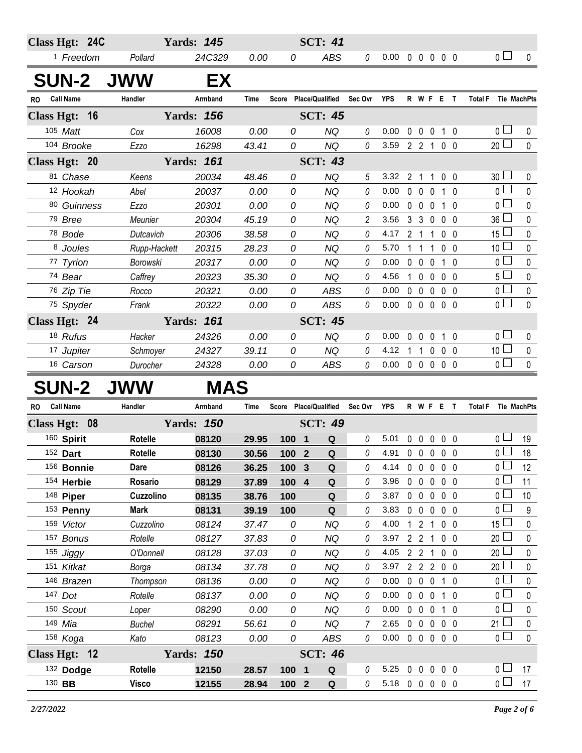| Class Hgt: 24C | | Yards: 145 | | | SCT: 41 | | | | | | | | | | |
|---|---|---|---|---|---|---|---|---|---|---|---|---|---|---|---|
| 1 Freedom | Pollard | 24C329 | 0.00 | 0 | ABS | 0 | 0.00 | 0 | 0 | 0 | 0 | 0 | 0 | | 0 |

## SUN-2 JWW EX

| RO Call Name | Handler | Armband | Time | Score | Place/Qualified | Sec Ovr | YPS | R | W | F | E | T | Total F | Tie | MachPts |
|---|---|---|---|---|---|---|---|---|---|---|---|---|---|---|---|
| **Class Hgt: 16** | | **Yards: 156** | | | **SCT: 45** | | | | | | | | | | |
| 105 Matt | Cox | 16008 | 0.00 | 0 | NQ | 0 | 0.00 | 0 | 0 | 0 | 1 | 0 | 0 | | 0 |
| 104 Brooke | Ezzo | 16298 | 43.41 | 0 | NQ | 0 | 3.59 | 2 | 2 | 1 | 0 | 0 | 20 | | 0 |
| **Class Hgt: 20** | | **Yards: 161** | | | **SCT: 43** | | | | | | | | | | |
| 81 Chase | Keens | 20034 | 48.46 | 0 | NQ | 5 | 3.32 | 2 | 1 | 1 | 0 | 0 | 30 | | 0 |
| 12 Hookah | Abel | 20037 | 0.00 | 0 | NQ | 0 | 0.00 | 0 | 0 | 0 | 1 | 0 | 0 | | 0 |
| 80 Guinness | Ezzo | 20301 | 0.00 | 0 | NQ | 0 | 0.00 | 0 | 0 | 0 | 1 | 0 | 0 | | 0 |
| 79 Bree | Meunier | 20304 | 45.19 | 0 | NQ | 2 | 3.56 | 3 | 3 | 0 | 0 | 0 | 36 | | 0 |
| 78 Bode | Dutcavich | 20306 | 38.58 | 0 | NQ | 0 | 4.17 | 2 | 1 | 1 | 0 | 0 | 15 | | 0 |
| 8 Joules | Rupp-Hackett | 20315 | 28.23 | 0 | NQ | 0 | 5.70 | 1 | 1 | 1 | 0 | 0 | 10 | | 0 |
| 77 Tyrion | Borowski | 20317 | 0.00 | 0 | NQ | 0 | 0.00 | 0 | 0 | 0 | 1 | 0 | 0 | | 0 |
| 74 Bear | Caffrey | 20323 | 35.30 | 0 | NQ | 0 | 4.56 | 1 | 0 | 0 | 0 | 0 | 5 | | 0 |
| 76 Zip Tie | Rocco | 20321 | 0.00 | 0 | ABS | 0 | 0.00 | 0 | 0 | 0 | 0 | 0 | 0 | | 0 |
| 75 Spyder | Frank | 20322 | 0.00 | 0 | ABS | 0 | 0.00 | 0 | 0 | 0 | 0 | 0 | 0 | | 0 |
| **Class Hgt: 24** | | **Yards: 161** | | | **SCT: 45** | | | | | | | | | | |
| 18 Rufus | Hacker | 24326 | 0.00 | 0 | NQ | 0 | 0.00 | 0 | 0 | 0 | 1 | 0 | 0 | | 0 |
| 17 Jupiter | Schmoyer | 24327 | 39.11 | 0 | NQ | 0 | 4.12 | 1 | 1 | 0 | 0 | 0 | 10 | | 0 |
| 16 Carson | Durocher | 24328 | 0.00 | 0 | ABS | 0 | 0.00 | 0 | 0 | 0 | 0 | 0 | 0 | | 0 |

## SUN-2 JWW MAS

| RO Call Name | Handler | Armband | Time | Score | Place/Qualified | Sec Ovr | YPS | R | W | F | E | T | Total F | Tie | MachPts |
|---|---|---|---|---|---|---|---|---|---|---|---|---|---|---|---|
| **Class Hgt: 08** | | **Yards: 150** | | | **SCT: 49** | | | | | | | | | | |
| 160 **Spirit** | **Rotelle** | **08120** | **29.95** | **100** | **1 Q** | 0 | 5.01 | 0 | 0 | 0 | 0 | 0 | 0 | | 19 |
| 152 **Dart** | **Rotelle** | **08130** | **30.56** | **100** | **2 Q** | 0 | 4.91 | 0 | 0 | 0 | 0 | 0 | 0 | | 18 |
| 156 **Bonnie** | **Dare** | **08126** | **36.25** | **100** | **3 Q** | 0 | 4.14 | 0 | 0 | 0 | 0 | 0 | 0 | | 12 |
| 154 **Herbie** | **Rosario** | **08129** | **37.89** | **100** | **4 Q** | 0 | 3.96 | 0 | 0 | 0 | 0 | 0 | 0 | | 11 |
| 148 **Piper** | **Cuzzolino** | **08135** | **38.76** | **100** | **Q** | 0 | 3.87 | 0 | 0 | 0 | 0 | 0 | 0 | | 10 |
| 153 **Penny** | **Mark** | **08131** | **39.19** | **100** | **Q** | 0 | 3.83 | 0 | 0 | 0 | 0 | 0 | 0 | | 9 |
| 159 Victor | Cuzzolino | 08124 | 37.47 | 0 | NQ | 0 | 4.00 | 1 | 2 | 1 | 0 | 0 | 15 | | 0 |
| 157 Bonus | Rotelle | 08127 | 37.83 | 0 | NQ | 0 | 3.97 | 2 | 2 | 1 | 0 | 0 | 20 | | 0 |
| 155 Jiggy | O'Donnell | 08128 | 37.03 | 0 | NQ | 0 | 4.05 | 2 | 2 | 1 | 0 | 0 | 20 | | 0 |
| 151 Kitkat | Borga | 08134 | 37.78 | 0 | NQ | 0 | 3.97 | 2 | 2 | 2 | 0 | 0 | 20 | | 0 |
| 146 Brazen | Thompson | 08136 | 0.00 | 0 | NQ | 0 | 0.00 | 0 | 0 | 0 | 1 | 0 | 0 | | 0 |
| 147 Dot | Rotelle | 08137 | 0.00 | 0 | NQ | 0 | 0.00 | 0 | 0 | 0 | 1 | 0 | 0 | | 0 |
| 150 Scout | Loper | 08290 | 0.00 | 0 | NQ | 0 | 0.00 | 0 | 0 | 0 | 1 | 0 | 0 | | 0 |
| 149 Mia | Buchel | 08291 | 56.61 | 0 | NQ | 7 | 2.65 | 0 | 0 | 0 | 0 | 0 | 21 | | 0 |
| 158 Koga | Kato | 08123 | 0.00 | 0 | ABS | 0 | 0.00 | 0 | 0 | 0 | 0 | 0 | 0 | | 0 |
| **Class Hgt: 12** | | **Yards: 150** | | | **SCT: 46** | | | | | | | | | | |
| 132 **Dodge** | **Rotelle** | **12150** | **28.57** | **100** | **1 Q** | 0 | 5.25 | 0 | 0 | 0 | 0 | 0 | 0 | | 17 |
| 130 **BB** | **Visco** | **12155** | **28.94** | **100** | **2 Q** | 0 | 5.18 | 0 | 0 | 0 | 0 | 0 | 0 | | 17 |

*2/27/2022*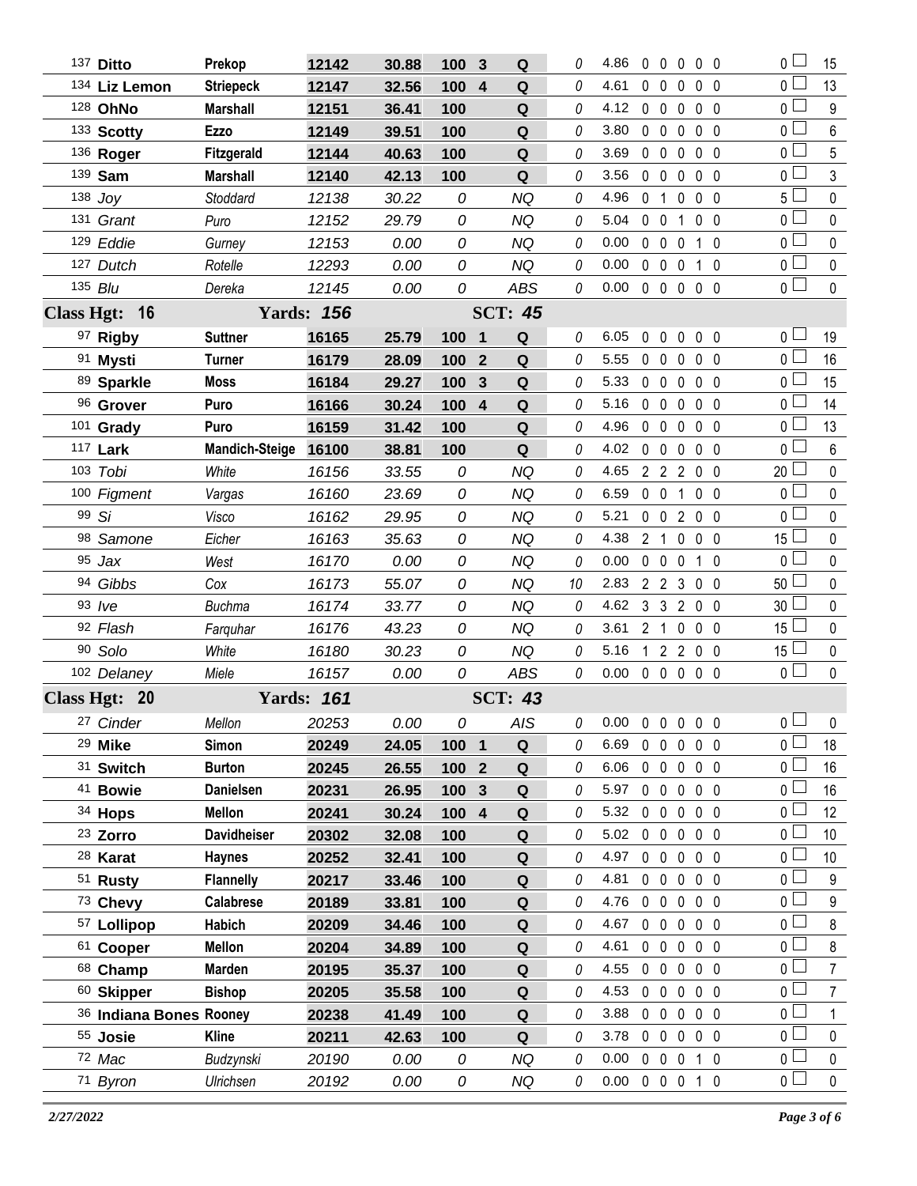| # | Dog | Handler | Armband | Time | Score | Place | Q | Time Faults | YPS | R | W | F | E | T | Total Faults | Checkbox | Points |
|---|---|---|---|---|---|---|---|---|---|---|---|---|---|---|---|---|---|
| 137 | **Ditto** | **Prekop** | **12142** | **30.88** | **100** | **3** | **Q** | 0 | 4.86 | 0 | 0 | 0 | 0 | 0 | 0 | ☐ | 15 |
| 134 | **Liz Lemon** | **Striepeck** | **12147** | **32.56** | **100** | **4** | **Q** | 0 | 4.61 | 0 | 0 | 0 | 0 | 0 | 0 | ☐ | 13 |
| 128 | **OhNo** | **Marshall** | **12151** | **36.41** | **100** | | **Q** | 0 | 4.12 | 0 | 0 | 0 | 0 | 0 | 0 | ☐ | 9 |
| 133 | **Scotty** | **Ezzo** | **12149** | **39.51** | **100** | | **Q** | 0 | 3.80 | 0 | 0 | 0 | 0 | 0 | 0 | ☐ | 6 |
| 136 | **Roger** | **Fitzgerald** | **12144** | **40.63** | **100** | | **Q** | 0 | 3.69 | 0 | 0 | 0 | 0 | 0 | 0 | ☐ | 5 |
| 139 | **Sam** | **Marshall** | **12140** | **42.13** | **100** | | **Q** | 0 | 3.56 | 0 | 0 | 0 | 0 | 0 | 0 | ☐ | 3 |
| 138 | *Joy* | *Stoddard* | *12138* | *30.22* | *0* | | *NQ* | 0 | 4.96 | 0 | 1 | 0 | 0 | 0 | 5 | ☐ | 0 |
| 131 | *Grant* | *Puro* | *12152* | *29.79* | *0* | | *NQ* | 0 | 5.04 | 0 | 0 | 1 | 0 | 0 | 0 | ☐ | 0 |
| 129 | *Eddie* | *Gurney* | *12153* | *0.00* | *0* | | *NQ* | 0 | 0.00 | 0 | 0 | 0 | 1 | 0 | 0 | ☐ | 0 |
| 127 | *Dutch* | *Rotelle* | *12293* | *0.00* | *0* | | *NQ* | 0 | 0.00 | 0 | 0 | 0 | 1 | 0 | 0 | ☐ | 0 |
| 135 | *Blu* | *Dereka* | *12145* | *0.00* | *0* | | *ABS* | 0 | 0.00 | 0 | 0 | 0 | 0 | 0 | 0 | ☐ | 0 |
| **Class Hgt: 16** | | **Yards: 156** | | | | | **SCT: 45** | | | | | | | | | | |
| 97 | **Rigby** | **Suttner** | **16165** | **25.79** | **100** | **1** | **Q** | 0 | 6.05 | 0 | 0 | 0 | 0 | 0 | 0 | ☐ | 19 |
| 91 | **Mysti** | **Turner** | **16179** | **28.09** | **100** | **2** | **Q** | 0 | 5.55 | 0 | 0 | 0 | 0 | 0 | 0 | ☐ | 16 |
| 89 | **Sparkle** | **Moss** | **16184** | **29.27** | **100** | **3** | **Q** | 0 | 5.33 | 0 | 0 | 0 | 0 | 0 | 0 | ☐ | 15 |
| 96 | **Grover** | **Puro** | **16166** | **30.24** | **100** | **4** | **Q** | 0 | 5.16 | 0 | 0 | 0 | 0 | 0 | 0 | ☐ | 14 |
| 101 | **Grady** | **Puro** | **16159** | **31.42** | **100** | | **Q** | 0 | 4.96 | 0 | 0 | 0 | 0 | 0 | 0 | ☐ | 13 |
| 117 | **Lark** | **Mandich-Steige** | **16100** | **38.81** | **100** | | **Q** | 0 | 4.02 | 0 | 0 | 0 | 0 | 0 | 0 | ☐ | 6 |
| 103 | *Tobi* | *White* | *16156* | *33.55* | *0* | | *NQ* | 0 | 4.65 | 2 | 2 | 2 | 0 | 0 | 20 | ☐ | 0 |
| 100 | *Figment* | *Vargas* | *16160* | *23.69* | *0* | | *NQ* | 0 | 6.59 | 0 | 0 | 1 | 0 | 0 | 0 | ☐ | 0 |
| 99 | *Si* | *Visco* | *16162* | *29.95* | *0* | | *NQ* | 0 | 5.21 | 0 | 0 | 2 | 0 | 0 | 0 | ☐ | 0 |
| 98 | *Samone* | *Eicher* | *16163* | *35.63* | *0* | | *NQ* | 0 | 4.38 | 2 | 1 | 0 | 0 | 0 | 15 | ☐ | 0 |
| 95 | *Jax* | *West* | *16170* | *0.00* | *0* | | *NQ* | 0 | 0.00 | 0 | 0 | 0 | 1 | 0 | 0 | ☐ | 0 |
| 94 | *Gibbs* | *Cox* | *16173* | *55.07* | *0* | | *NQ* | 10 | 2.83 | 2 | 2 | 3 | 0 | 0 | 50 | ☐ | 0 |
| 93 | *Ive* | *Buchma* | *16174* | *33.77* | *0* | | *NQ* | 0 | 4.62 | 3 | 3 | 2 | 0 | 0 | 30 | ☐ | 0 |
| 92 | *Flash* | *Farquhar* | *16176* | *43.23* | *0* | | *NQ* | 0 | 3.61 | 2 | 1 | 0 | 0 | 0 | 15 | ☐ | 0 |
| 90 | *Solo* | *White* | *16180* | *30.23* | *0* | | *NQ* | 0 | 5.16 | 1 | 2 | 2 | 0 | 0 | 15 | ☐ | 0 |
| 102 | *Delaney* | *Miele* | *16157* | *0.00* | *0* | | *ABS* | 0 | 0.00 | 0 | 0 | 0 | 0 | 0 | 0 | ☐ | 0 |
| **Class Hgt: 20** | | **Yards: 161** | | | | | **SCT: 43** | | | | | | | | | | |
| 27 | *Cinder* | *Mellon* | *20253* | *0.00* | *0* | | *AIS* | 0 | 0.00 | 0 | 0 | 0 | 0 | 0 | 0 | ☐ | 0 |
| 29 | **Mike** | **Simon** | **20249** | **24.05** | **100** | **1** | **Q** | 0 | 6.69 | 0 | 0 | 0 | 0 | 0 | 0 | ☐ | 18 |
| 31 | **Switch** | **Burton** | **20245** | **26.55** | **100** | **2** | **Q** | 0 | 6.06 | 0 | 0 | 0 | 0 | 0 | 0 | ☐ | 16 |
| 41 | **Bowie** | **Danielsen** | **20231** | **26.95** | **100** | **3** | **Q** | 0 | 5.97 | 0 | 0 | 0 | 0 | 0 | 0 | ☐ | 16 |
| 34 | **Hops** | **Mellon** | **20241** | **30.24** | **100** | **4** | **Q** | 0 | 5.32 | 0 | 0 | 0 | 0 | 0 | 0 | ☐ | 12 |
| 23 | **Zorro** | **Davidheiser** | **20302** | **32.08** | **100** | | **Q** | 0 | 5.02 | 0 | 0 | 0 | 0 | 0 | 0 | ☐ | 10 |
| 28 | **Karat** | **Haynes** | **20252** | **32.41** | **100** | | **Q** | 0 | 4.97 | 0 | 0 | 0 | 0 | 0 | 0 | ☐ | 10 |
| 51 | **Rusty** | **Flannelly** | **20217** | **33.46** | **100** | | **Q** | 0 | 4.81 | 0 | 0 | 0 | 0 | 0 | 0 | ☐ | 9 |
| 73 | **Chevy** | **Calabrese** | **20189** | **33.81** | **100** | | **Q** | 0 | 4.76 | 0 | 0 | 0 | 0 | 0 | 0 | ☐ | 9 |
| 57 | **Lollipop** | **Habich** | **20209** | **34.46** | **100** | | **Q** | 0 | 4.67 | 0 | 0 | 0 | 0 | 0 | 0 | ☐ | 8 |
| 61 | **Cooper** | **Mellon** | **20204** | **34.89** | **100** | | **Q** | 0 | 4.61 | 0 | 0 | 0 | 0 | 0 | 0 | ☐ | 8 |
| 68 | **Champ** | **Marden** | **20195** | **35.37** | **100** | | **Q** | 0 | 4.55 | 0 | 0 | 0 | 0 | 0 | 0 | ☐ | 7 |
| 60 | **Skipper** | **Bishop** | **20205** | **35.58** | **100** | | **Q** | 0 | 4.53 | 0 | 0 | 0 | 0 | 0 | 0 | ☐ | 7 |
| 36 | **Indiana Bones** | **Rooney** | **20238** | **41.49** | **100** | | **Q** | 0 | 3.88 | 0 | 0 | 0 | 0 | 0 | 0 | ☐ | 1 |
| 55 | **Josie** | **Kline** | **20211** | **42.63** | **100** | | **Q** | 0 | 3.78 | 0 | 0 | 0 | 0 | 0 | 0 | ☐ | 0 |
| 72 | *Mac* | *Budzynski* | *20190* | *0.00* | *0* | | *NQ* | 0 | 0.00 | 0 | 0 | 0 | 1 | 0 | 0 | ☐ | 0 |
| 71 | *Byron* | *Ulrichsen* | *20192* | *0.00* | *0* | | *NQ* | 0 | 0.00 | 0 | 0 | 0 | 1 | 0 | 0 | ☐ | 0 |

*2/27/2022*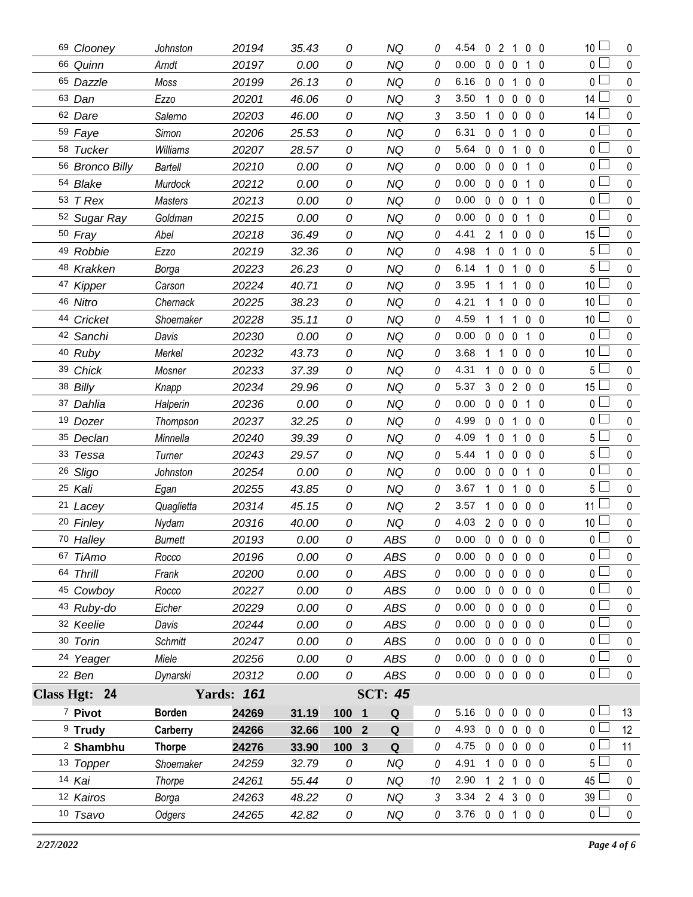| # | Dog | Handler | Entry | Time | Score | Place | Result | Time Flts | YPS | R | F | WC | E | T | Total Flts | | Points |
|---|---|---|---|---|---|---|---|---|---|---|---|---|---|---|---|---|---|
| 69 | *Clooney* | *Johnston* | *20194* | *35.43* | *0* | | *NQ* | *0* | 4.54 | 0 | 2 | 1 | 0 | 0 | 10 | ☐ | 0 |
| 66 | *Quinn* | *Arndt* | *20197* | *0.00* | *0* | | *NQ* | *0* | 0.00 | 0 | 0 | 0 | 1 | 0 | 0 | ☐ | 0 |
| 65 | *Dazzle* | *Moss* | *20199* | *26.13* | *0* | | *NQ* | *0* | 6.16 | 0 | 0 | 1 | 0 | 0 | 0 | ☐ | 0 |
| 63 | *Dan* | *Ezzo* | *20201* | *46.06* | *0* | | *NQ* | *3* | 3.50 | 1 | 0 | 0 | 0 | 0 | 14 | ☐ | 0 |
| 62 | *Dare* | *Salerno* | *20203* | *46.00* | *0* | | *NQ* | *3* | 3.50 | 1 | 0 | 0 | 0 | 0 | 14 | ☐ | 0 |
| 59 | *Faye* | *Simon* | *20206* | *25.53* | *0* | | *NQ* | *0* | 6.31 | 0 | 0 | 1 | 0 | 0 | 0 | ☐ | 0 |
| 58 | *Tucker* | *Williams* | *20207* | *28.57* | *0* | | *NQ* | *0* | 5.64 | 0 | 0 | 1 | 0 | 0 | 0 | ☐ | 0 |
| 56 | *Bronco Billy* | *Bartell* | *20210* | *0.00* | *0* | | *NQ* | *0* | 0.00 | 0 | 0 | 0 | 1 | 0 | 0 | ☐ | 0 |
| 54 | *Blake* | *Murdock* | *20212* | *0.00* | *0* | | *NQ* | *0* | 0.00 | 0 | 0 | 0 | 1 | 0 | 0 | ☐ | 0 |
| 53 | *T Rex* | *Masters* | *20213* | *0.00* | *0* | | *NQ* | *0* | 0.00 | 0 | 0 | 0 | 1 | 0 | 0 | ☐ | 0 |
| 52 | *Sugar Ray* | *Goldman* | *20215* | *0.00* | *0* | | *NQ* | *0* | 0.00 | 0 | 0 | 0 | 1 | 0 | 0 | ☐ | 0 |
| 50 | *Fray* | *Abel* | *20218* | *36.49* | *0* | | *NQ* | *0* | 4.41 | 2 | 1 | 0 | 0 | 0 | 15 | ☐ | 0 |
| 49 | *Robbie* | *Ezzo* | *20219* | *32.36* | *0* | | *NQ* | *0* | 4.98 | 1 | 0 | 1 | 0 | 0 | 5 | ☐ | 0 |
| 48 | *Krakken* | *Borga* | *20223* | *26.23* | *0* | | *NQ* | *0* | 6.14 | 1 | 0 | 1 | 0 | 0 | 5 | ☐ | 0 |
| 47 | *Kipper* | *Carson* | *20224* | *40.71* | *0* | | *NQ* | *0* | 3.95 | 1 | 1 | 1 | 0 | 0 | 10 | ☐ | 0 |
| 46 | *Nitro* | *Chernack* | *20225* | *38.23* | *0* | | *NQ* | *0* | 4.21 | 1 | 1 | 0 | 0 | 0 | 10 | ☐ | 0 |
| 44 | *Cricket* | *Shoemaker* | *20228* | *35.11* | *0* | | *NQ* | *0* | 4.59 | 1 | 1 | 1 | 0 | 0 | 10 | ☐ | 0 |
| 42 | *Sanchi* | *Davis* | *20230* | *0.00* | *0* | | *NQ* | *0* | 0.00 | 0 | 0 | 0 | 1 | 0 | 0 | ☐ | 0 |
| 40 | *Ruby* | *Merkel* | *20232* | *43.73* | *0* | | *NQ* | *0* | 3.68 | 1 | 1 | 0 | 0 | 0 | 10 | ☐ | 0 |
| 39 | *Chick* | *Mosner* | *20233* | *37.39* | *0* | | *NQ* | *0* | 4.31 | 1 | 0 | 0 | 0 | 0 | 5 | ☐ | 0 |
| 38 | *Billy* | *Knapp* | *20234* | *29.96* | *0* | | *NQ* | *0* | 5.37 | 3 | 0 | 2 | 0 | 0 | 15 | ☐ | 0 |
| 37 | *Dahlia* | *Halperin* | *20236* | *0.00* | *0* | | *NQ* | *0* | 0.00 | 0 | 0 | 0 | 1 | 0 | 0 | ☐ | 0 |
| 19 | *Dozer* | *Thompson* | *20237* | *32.25* | *0* | | *NQ* | *0* | 4.99 | 0 | 0 | 1 | 0 | 0 | 0 | ☐ | 0 |
| 35 | *Declan* | *Minnella* | *20240* | *39.39* | *0* | | *NQ* | *0* | 4.09 | 1 | 0 | 1 | 0 | 0 | 5 | ☐ | 0 |
| 33 | *Tessa* | *Turner* | *20243* | *29.57* | *0* | | *NQ* | *0* | 5.44 | 1 | 0 | 0 | 0 | 0 | 5 | ☐ | 0 |
| 26 | *Sligo* | *Johnston* | *20254* | *0.00* | *0* | | *NQ* | *0* | 0.00 | 0 | 0 | 0 | 1 | 0 | 0 | ☐ | 0 |
| 25 | *Kali* | *Egan* | *20255* | *43.85* | *0* | | *NQ* | *0* | 3.67 | 1 | 0 | 1 | 0 | 0 | 5 | ☐ | 0 |
| 21 | *Lacey* | *Quaglietta* | *20314* | *45.15* | *0* | | *NQ* | *2* | 3.57 | 1 | 0 | 0 | 0 | 0 | 11 | ☐ | 0 |
| 20 | *Finley* | *Nydam* | *20316* | *40.00* | *0* | | *NQ* | *0* | 4.03 | 2 | 0 | 0 | 0 | 0 | 10 | ☐ | 0 |
| 70 | *Halley* | *Burnett* | *20193* | *0.00* | *0* | | *ABS* | *0* | 0.00 | 0 | 0 | 0 | 0 | 0 | 0 | ☐ | 0 |
| 67 | *TiAmo* | *Rocco* | *20196* | *0.00* | *0* | | *ABS* | *0* | 0.00 | 0 | 0 | 0 | 0 | 0 | 0 | ☐ | 0 |
| 64 | *Thrill* | *Frank* | *20200* | *0.00* | *0* | | *ABS* | *0* | 0.00 | 0 | 0 | 0 | 0 | 0 | 0 | ☐ | 0 |
| 45 | *Cowboy* | *Rocco* | *20227* | *0.00* | *0* | | *ABS* | *0* | 0.00 | 0 | 0 | 0 | 0 | 0 | 0 | ☐ | 0 |
| 43 | *Ruby-do* | *Eicher* | *20229* | *0.00* | *0* | | *ABS* | *0* | 0.00 | 0 | 0 | 0 | 0 | 0 | 0 | ☐ | 0 |
| 32 | *Keelie* | *Davis* | *20244* | *0.00* | *0* | | *ABS* | *0* | 0.00 | 0 | 0 | 0 | 0 | 0 | 0 | ☐ | 0 |
| 30 | *Torin* | *Schmitt* | *20247* | *0.00* | *0* | | *ABS* | *0* | 0.00 | 0 | 0 | 0 | 0 | 0 | 0 | ☐ | 0 |
| 24 | *Yeager* | *Miele* | *20256* | *0.00* | *0* | | *ABS* | *0* | 0.00 | 0 | 0 | 0 | 0 | 0 | 0 | ☐ | 0 |
| 22 | *Ben* | *Dynarski* | *20312* | *0.00* | *0* | | *ABS* | *0* | 0.00 | 0 | 0 | 0 | 0 | 0 | 0 | ☐ | 0 |

**Class Hgt: 24** | **Yards: *161*** | **SCT: *45***

| # | Dog | Handler | Entry | Time | Score | Place | Result | Time Flts | YPS | R | F | WC | E | T | Total Flts | | Points |
|---|---|---|---|---|---|---|---|---|---|---|---|---|---|---|---|---|---|
| 7 | **Pivot** | **Borden** | **24269** | **31.19** | **100** | **1** | **Q** | *0* | 5.16 | 0 | 0 | 0 | 0 | 0 | 0 | ☐ | 13 |
| 9 | **Trudy** | **Carberry** | **24266** | **32.66** | **100** | **2** | **Q** | *0* | 4.93 | 0 | 0 | 0 | 0 | 0 | 0 | ☐ | 12 |
| 2 | **Shambhu** | **Thorpe** | **24276** | **33.90** | **100** | **3** | **Q** | *0* | 4.75 | 0 | 0 | 0 | 0 | 0 | 0 | ☐ | 11 |
| 13 | *Topper* | *Shoemaker* | *24259* | *32.79* | *0* | | *NQ* | *0* | 4.91 | 1 | 0 | 0 | 0 | 0 | 5 | ☐ | 0 |
| 14 | *Kai* | *Thorpe* | *24261* | *55.44* | *0* | | *NQ* | *10* | 2.90 | 1 | 2 | 1 | 0 | 0 | 45 | ☐ | 0 |
| 12 | *Kairos* | *Borga* | *24263* | *48.22* | *0* | | *NQ* | *3* | 3.34 | 2 | 4 | 3 | 0 | 0 | 39 | ☐ | 0 |
| 10 | *Tsavo* | *Odgers* | *24265* | *42.82* | *0* | | *NQ* | *0* | 3.76 | 0 | 0 | 1 | 0 | 0 | 0 | ☐ | 0 |

*2/27/2022*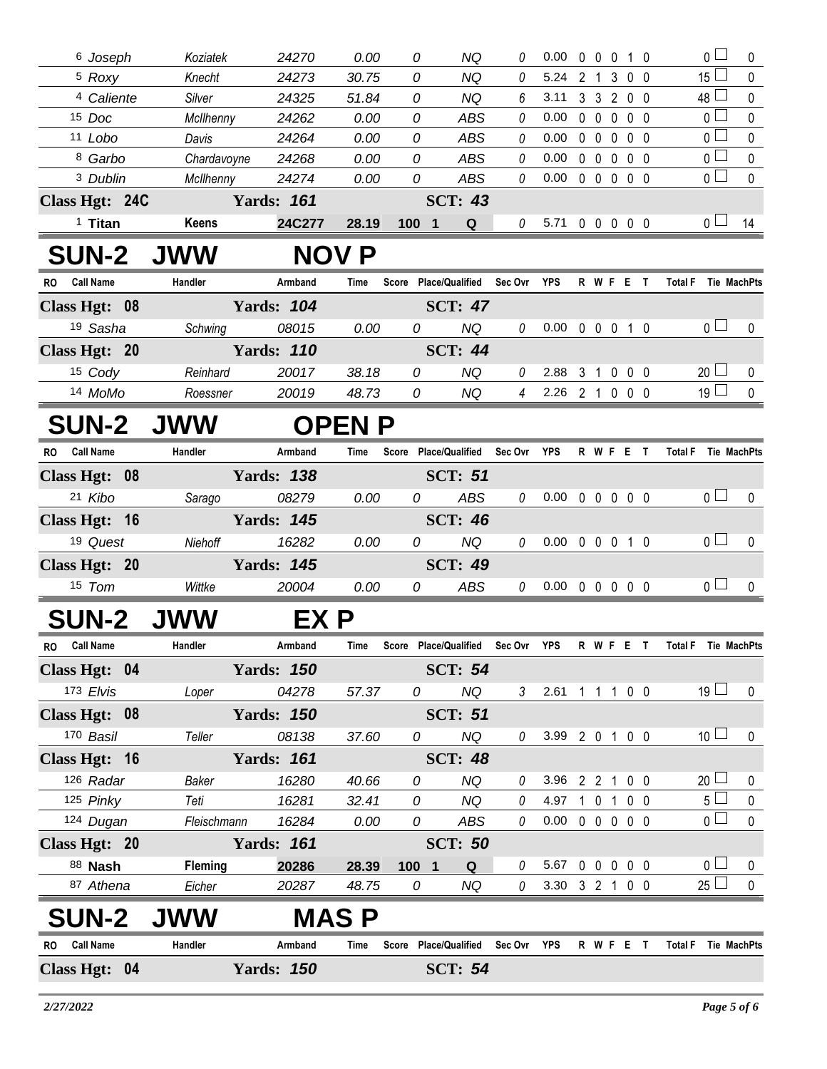| RO | Call Name | Handler | Armband | Time | Score | Place/Qualified | Sec Ovr | YPS | R | W | F | E | T | Total F | Tie | MachPts |
|---|---|---|---|---|---|---|---|---|---|---|---|---|---|---|---|---|
| 6 | Joseph | Koziatek | 24270 | 0.00 | 0 | NQ | 0 | 0.00 | 0 | 0 | 0 | 1 | 0 | 0 | ☐ | 0 |
| 5 | Roxy | Knecht | 24273 | 30.75 | 0 | NQ | 0 | 5.24 | 2 | 1 | 3 | 0 | 0 | 15 | ☐ | 0 |
| 4 | Caliente | Silver | 24325 | 51.84 | 0 | NQ | 6 | 3.11 | 3 | 3 | 2 | 0 | 0 | 48 | ☐ | 0 |
| 15 | Doc | McIlhenny | 24262 | 0.00 | 0 | ABS | 0 | 0.00 | 0 | 0 | 0 | 0 | 0 | 0 | ☐ | 0 |
| 11 | Lobo | Davis | 24264 | 0.00 | 0 | ABS | 0 | 0.00 | 0 | 0 | 0 | 0 | 0 | 0 | ☐ | 0 |
| 8 | Garbo | Chardavoyne | 24268 | 0.00 | 0 | ABS | 0 | 0.00 | 0 | 0 | 0 | 0 | 0 | 0 | ☐ | 0 |
| 3 | Dublin | McIlhenny | 24274 | 0.00 | 0 | ABS | 0 | 0.00 | 0 | 0 | 0 | 0 | 0 | 0 | ☐ | 0 |
| **Class Hgt: 24C** | | **Yards: 161** | | | | **SCT: 43** | | | | | | | | | | |
| 1 | **Titan** | **Keens** | **24C277** | **28.19** | **100** | **1 Q** | 0 | 5.71 | 0 | 0 | 0 | 0 | 0 | 0 | ☐ | 14 |

# SUN-2 JWW NOV P

| RO | Call Name | Handler | Armband | Time | Score | Place/Qualified | Sec Ovr | YPS | R | W | F | E | T | Total F | Tie | MachPts |
|---|---|---|---|---|---|---|---|---|---|---|---|---|---|---|---|---|
| **Class Hgt: 08** | | **Yards: 104** | | | | **SCT: 47** | | | | | | | | | | |
| 19 | Sasha | Schwing | 08015 | 0.00 | 0 | NQ | 0 | 0.00 | 0 | 0 | 0 | 1 | 0 | 0 | ☐ | 0 |
| **Class Hgt: 20** | | **Yards: 110** | | | | **SCT: 44** | | | | | | | | | | |
| 15 | Cody | Reinhard | 20017 | 38.18 | 0 | NQ | 0 | 2.88 | 3 | 1 | 0 | 0 | 0 | 20 | ☐ | 0 |
| 14 | MoMo | Roessner | 20019 | 48.73 | 0 | NQ | 4 | 2.26 | 2 | 1 | 0 | 0 | 0 | 19 | ☐ | 0 |

# SUN-2 JWW OPEN P

| RO | Call Name | Handler | Armband | Time | Score | Place/Qualified | Sec Ovr | YPS | R | W | F | E | T | Total F | Tie | MachPts |
|---|---|---|---|---|---|---|---|---|---|---|---|---|---|---|---|---|
| **Class Hgt: 08** | | **Yards: 138** | | | | **SCT: 51** | | | | | | | | | | |
| 21 | Kibo | Sarago | 08279 | 0.00 | 0 | ABS | 0 | 0.00 | 0 | 0 | 0 | 0 | 0 | 0 | ☐ | 0 |
| **Class Hgt: 16** | | **Yards: 145** | | | | **SCT: 46** | | | | | | | | | | |
| 19 | Quest | Niehoff | 16282 | 0.00 | 0 | NQ | 0 | 0.00 | 0 | 0 | 0 | 1 | 0 | 0 | ☐ | 0 |
| **Class Hgt: 20** | | **Yards: 145** | | | | **SCT: 49** | | | | | | | | | | |
| 15 | Tom | Wittke | 20004 | 0.00 | 0 | ABS | 0 | 0.00 | 0 | 0 | 0 | 0 | 0 | 0 | ☐ | 0 |

# SUN-2 JWW EX P

| RO | Call Name | Handler | Armband | Time | Score | Place/Qualified | Sec Ovr | YPS | R | W | F | E | T | Total F | Tie | MachPts |
|---|---|---|---|---|---|---|---|---|---|---|---|---|---|---|---|---|
| **Class Hgt: 04** | | **Yards: 150** | | | | **SCT: 54** | | | | | | | | | | |
| 173 | Elvis | Loper | 04278 | 57.37 | 0 | NQ | 3 | 2.61 | 1 | 1 | 1 | 0 | 0 | 19 | ☐ | 0 |
| **Class Hgt: 08** | | **Yards: 150** | | | | **SCT: 51** | | | | | | | | | | |
| 170 | Basil | Teller | 08138 | 37.60 | 0 | NQ | 0 | 3.99 | 2 | 0 | 1 | 0 | 0 | 10 | ☐ | 0 |
| **Class Hgt: 16** | | **Yards: 161** | | | | **SCT: 48** | | | | | | | | | | |
| 126 | Radar | Baker | 16280 | 40.66 | 0 | NQ | 0 | 3.96 | 2 | 2 | 1 | 0 | 0 | 20 | ☐ | 0 |
| 125 | Pinky | Teti | 16281 | 32.41 | 0 | NQ | 0 | 4.97 | 1 | 0 | 1 | 0 | 0 | 5 | ☐ | 0 |
| 124 | Dugan | Fleischmann | 16284 | 0.00 | 0 | ABS | 0 | 0.00 | 0 | 0 | 0 | 0 | 0 | 0 | ☐ | 0 |
| **Class Hgt: 20** | | **Yards: 161** | | | | **SCT: 50** | | | | | | | | | | |
| 88 | **Nash** | **Fleming** | **20286** | **28.39** | **100** | **1 Q** | 0 | 5.67 | 0 | 0 | 0 | 0 | 0 | 0 | ☐ | 0 |
| 87 | Athena | Eicher | 20287 | 48.75 | 0 | NQ | 0 | 3.30 | 3 | 2 | 1 | 0 | 0 | 25 | ☐ | 0 |

# SUN-2 JWW MAS P

| RO | Call Name | Handler | Armband | Time | Score | Place/Qualified | Sec Ovr | YPS | R | W | F | E | T | Total F | Tie | MachPts |
|---|---|---|---|---|---|---|---|---|---|---|---|---|---|---|---|---|
| **Class Hgt: 04** | | **Yards: 150** | | | | **SCT: 54** | | | | | | | | | | |

*2/27/2022*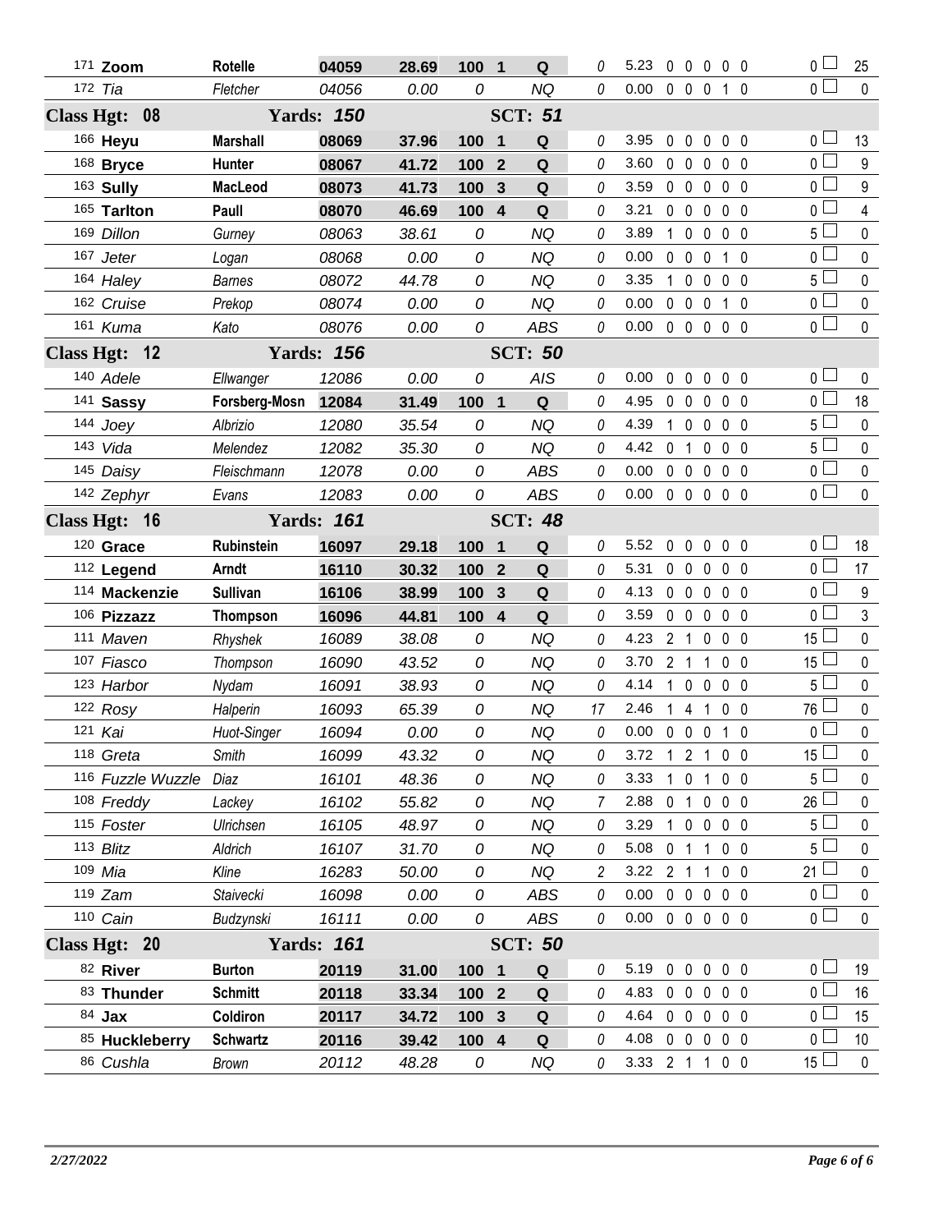| | | | | | | | | | | | | | | | | |
|---|---|---|---|---|---|---|---|---|---|---|---|---|---|---|---|---|
| 171 **Zoom** | **Rotelle** | **04059** | **28.69** | **100** | **1** | **Q** | 0 | 5.23 | 0 | 0 | 0 | 0 | 0 | 0 | ☐ | 25 |
| 172 *Tia* | *Fletcher* | *04056* | *0.00* | *0* | | *NQ* | 0 | 0.00 | 0 | 0 | 0 | 1 | 0 | 0 | ☐ | 0 |
| **Class Hgt: 08** | | **Yards: *150*** | | | | **SCT: *51*** | | | | | | | | | | |
| 166 **Heyu** | **Marshall** | **08069** | **37.96** | **100** | **1** | **Q** | 0 | 3.95 | 0 | 0 | 0 | 0 | 0 | 0 | ☐ | 13 |
| 168 **Bryce** | **Hunter** | **08067** | **41.72** | **100** | **2** | **Q** | 0 | 3.60 | 0 | 0 | 0 | 0 | 0 | 0 | ☐ | 9 |
| 163 **Sully** | **MacLeod** | **08073** | **41.73** | **100** | **3** | **Q** | 0 | 3.59 | 0 | 0 | 0 | 0 | 0 | 0 | ☐ | 9 |
| 165 **Tarlton** | **Paull** | **08070** | **46.69** | **100** | **4** | **Q** | 0 | 3.21 | 0 | 0 | 0 | 0 | 0 | 0 | ☐ | 4 |
| 169 *Dillon* | *Gurney* | *08063* | *38.61* | *0* | | *NQ* | 0 | 3.89 | 1 | 0 | 0 | 0 | 0 | 5 | ☐ | 0 |
| 167 *Jeter* | *Logan* | *08068* | *0.00* | *0* | | *NQ* | 0 | 0.00 | 0 | 0 | 0 | 1 | 0 | 0 | ☐ | 0 |
| 164 *Haley* | *Barnes* | *08072* | *44.78* | *0* | | *NQ* | 0 | 3.35 | 1 | 0 | 0 | 0 | 0 | 5 | ☐ | 0 |
| 162 *Cruise* | *Prekop* | *08074* | *0.00* | *0* | | *NQ* | 0 | 0.00 | 0 | 0 | 0 | 1 | 0 | 0 | ☐ | 0 |
| 161 *Kuma* | *Kato* | *08076* | *0.00* | *0* | | *ABS* | 0 | 0.00 | 0 | 0 | 0 | 0 | 0 | 0 | ☐ | 0 |
| **Class Hgt: 12** | | **Yards: *156*** | | | | **SCT: *50*** | | | | | | | | | | |
| 140 *Adele* | *Ellwanger* | *12086* | *0.00* | *0* | | *AIS* | 0 | 0.00 | 0 | 0 | 0 | 0 | 0 | 0 | ☐ | 0 |
| 141 **Sassy** | **Forsberg-Mosn** | **12084** | **31.49** | **100** | **1** | **Q** | 0 | 4.95 | 0 | 0 | 0 | 0 | 0 | 0 | ☐ | 18 |
| 144 *Joey* | *Albrizio* | *12080* | *35.54* | *0* | | *NQ* | 0 | 4.39 | 1 | 0 | 0 | 0 | 0 | 5 | ☐ | 0 |
| 143 *Vida* | *Melendez* | *12082* | *35.30* | *0* | | *NQ* | 0 | 4.42 | 0 | 1 | 0 | 0 | 0 | 5 | ☐ | 0 |
| 145 *Daisy* | *Fleischmann* | *12078* | *0.00* | *0* | | *ABS* | 0 | 0.00 | 0 | 0 | 0 | 0 | 0 | 0 | ☐ | 0 |
| 142 *Zephyr* | *Evans* | *12083* | *0.00* | *0* | | *ABS* | 0 | 0.00 | 0 | 0 | 0 | 0 | 0 | 0 | ☐ | 0 |
| **Class Hgt: 16** | | **Yards: *161*** | | | | **SCT: *48*** | | | | | | | | | | |
| 120 **Grace** | **Rubinstein** | **16097** | **29.18** | **100** | **1** | **Q** | 0 | 5.52 | 0 | 0 | 0 | 0 | 0 | 0 | ☐ | 18 |
| 112 **Legend** | **Arndt** | **16110** | **30.32** | **100** | **2** | **Q** | 0 | 5.31 | 0 | 0 | 0 | 0 | 0 | 0 | ☐ | 17 |
| 114 **Mackenzie** | **Sullivan** | **16106** | **38.99** | **100** | **3** | **Q** | 0 | 4.13 | 0 | 0 | 0 | 0 | 0 | 0 | ☐ | 9 |
| 106 **Pizzazz** | **Thompson** | **16096** | **44.81** | **100** | **4** | **Q** | 0 | 3.59 | 0 | 0 | 0 | 0 | 0 | 0 | ☐ | 3 |
| 111 *Maven* | *Rhyshek* | *16089* | *38.08* | *0* | | *NQ* | 0 | 4.23 | 2 | 1 | 0 | 0 | 0 | 15 | ☐ | 0 |
| 107 *Fiasco* | *Thompson* | *16090* | *43.52* | *0* | | *NQ* | 0 | 3.70 | 2 | 1 | 1 | 0 | 0 | 15 | ☐ | 0 |
| 123 *Harbor* | *Nydam* | *16091* | *38.93* | *0* | | *NQ* | 0 | 4.14 | 1 | 0 | 0 | 0 | 0 | 5 | ☐ | 0 |
| 122 *Rosy* | *Halperin* | *16093* | *65.39* | *0* | | *NQ* | 17 | 2.46 | 1 | 4 | 1 | 0 | 0 | 76 | ☐ | 0 |
| 121 *Kai* | *Huot-Singer* | *16094* | *0.00* | *0* | | *NQ* | 0 | 0.00 | 0 | 0 | 0 | 1 | 0 | 0 | ☐ | 0 |
| 118 *Greta* | *Smith* | *16099* | *43.32* | *0* | | *NQ* | 0 | 3.72 | 1 | 2 | 1 | 0 | 0 | 15 | ☐ | 0 |
| 116 *Fuzzle Wuzzle* | *Diaz* | *16101* | *48.36* | *0* | | *NQ* | 0 | 3.33 | 1 | 0 | 1 | 0 | 0 | 5 | ☐ | 0 |
| 108 *Freddy* | *Lackey* | *16102* | *55.82* | *0* | | *NQ* | 7 | 2.88 | 0 | 1 | 0 | 0 | 0 | 26 | ☐ | 0 |
| 115 *Foster* | *Ulrichsen* | *16105* | *48.97* | *0* | | *NQ* | 0 | 3.29 | 1 | 0 | 0 | 0 | 0 | 5 | ☐ | 0 |
| 113 *Blitz* | *Aldrich* | *16107* | *31.70* | *0* | | *NQ* | 0 | 5.08 | 0 | 1 | 1 | 0 | 0 | 5 | ☐ | 0 |
| 109 *Mia* | *Kline* | *16283* | *50.00* | *0* | | *NQ* | 2 | 3.22 | 2 | 1 | 1 | 0 | 0 | 21 | ☐ | 0 |
| 119 *Zam* | *Staivecki* | *16098* | *0.00* | *0* | | *ABS* | 0 | 0.00 | 0 | 0 | 0 | 0 | 0 | 0 | ☐ | 0 |
| 110 *Cain* | *Budzynski* | *16111* | *0.00* | *0* | | *ABS* | 0 | 0.00 | 0 | 0 | 0 | 0 | 0 | 0 | ☐ | 0 |
| **Class Hgt: 20** | | **Yards: *161*** | | | | **SCT: *50*** | | | | | | | | | | |
| 82 **River** | **Burton** | **20119** | **31.00** | **100** | **1** | **Q** | 0 | 5.19 | 0 | 0 | 0 | 0 | 0 | 0 | ☐ | 19 |
| 83 **Thunder** | **Schmitt** | **20118** | **33.34** | **100** | **2** | **Q** | 0 | 4.83 | 0 | 0 | 0 | 0 | 0 | 0 | ☐ | 16 |
| 84 **Jax** | **Coldiron** | **20117** | **34.72** | **100** | **3** | **Q** | 0 | 4.64 | 0 | 0 | 0 | 0 | 0 | 0 | ☐ | 15 |
| 85 **Huckleberry** | **Schwartz** | **20116** | **39.42** | **100** | **4** | **Q** | 0 | 4.08 | 0 | 0 | 0 | 0 | 0 | 0 | ☐ | 10 |
| 86 *Cushla* | *Brown* | *20112* | *48.28* | *0* | | *NQ* | 0 | 3.33 | 2 | 1 | 1 | 0 | 0 | 15 | ☐ | 0 |

*2/27/2022*